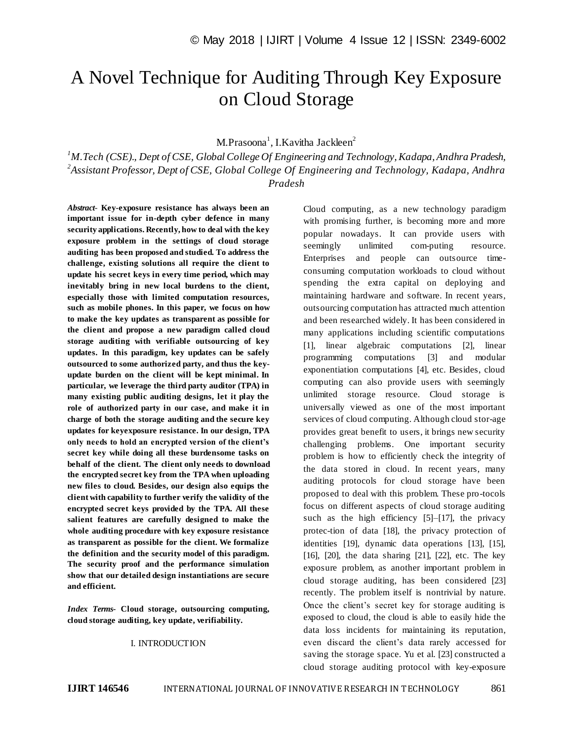# A Novel Technique for Auditing Through Key Exposure on Cloud Storage

M.Prasoona[1], I.Kavitha Jackleen[2]

[1]*M.Tech (CSE)., Dept of CSE, Global College Of Engineering and Technology, Kadapa, Andhra Pradesh,*
[2]*Assistant Professor, Dept of CSE, Global College Of Engineering and Technology, Kadapa, Andhra Pradesh*

***Abstract-*** **Key-exposure resistance has always been an important issue for in-depth cyber defence in many security applications. Recently, how to deal with the key exposure problem in the settings of cloud storage auditing has been proposed and studied. To address the challenge, existing solutions all require the client to update his secret keys in every time period, which may inevitably bring in new local burdens to the client, especially those with limited computation resources, such as mobile phones. In this paper, we focus on how to make the key updates as transparent as possible for the client and propose a new paradigm called cloud storage auditing with verifiable outsourcing of key updates. In this paradigm, key updates can be safely outsourced to some authorized party, and thus the key-update burden on the client will be kept minimal. In particular, we leverage the third party auditor (TPA) in many existing public auditing designs, let it play the role of authorized party in our case, and make it in charge of both the storage auditing and the secure key updates for keyexposure resistance. In our design, TPA only needs to hold an encrypted version of the client's secret key while doing all these burdensome tasks on behalf of the client. The client only needs to download the encrypted secret key from the TPA when uploading new files to cloud. Besides, our design also equips the client with capability to further verify the validity of the encrypted secret keys provided by the TPA. All these salient features are carefully designed to make the whole auditing procedure with key exposure resistance as transparent as possible for the client. We formalize the definition and the security model of this paradigm. The security proof and the performance simulation show that our detailed design instantiations are secure and efficient.**

***Index Terms-*** **Cloud storage, outsourcing computing, cloud storage auditing, key update, verifiability.**

## I. INTRODUCTION

Cloud computing, as a new technology paradigm with promising further, is becoming more and more popular nowadays. It can provide users with seemingly unlimited com-puting resource. Enterprises and people can outsource time-consuming computation workloads to cloud without spending the extra capital on deploying and maintaining hardware and software. In recent years, outsourcing computation has attracted much attention and been researched widely. It has been considered in many applications including scientific computations [1], linear algebraic computations [2], linear programming computations [3] and modular exponentiation computations [4], etc. Besides, cloud computing can also provide users with seemingly unlimited storage resource. Cloud storage is universally viewed as one of the most important services of cloud computing. Although cloud stor-age provides great benefit to users, it brings new security challenging problems. One important security problem is how to efficiently check the integrity of the data stored in cloud. In recent years, many auditing protocols for cloud storage have been proposed to deal with this problem. These pro-tocols focus on different aspects of cloud storage auditing such as the high efficiency [5]–[17], the privacy protec-tion of data [18], the privacy protection of identities [19], dynamic data operations [13], [15], [16], [20], the data sharing [21], [22], etc. The key exposure problem, as another important problem in cloud storage auditing, has been considered [23] recently. The problem itself is nontrivial by nature. Once the client's secret key for storage auditing is exposed to cloud, the cloud is able to easily hide the data loss incidents for maintaining its reputation, even discard the client's data rarely accessed for saving the storage space. Yu et al. [23] constructed a cloud storage auditing protocol with key-exposure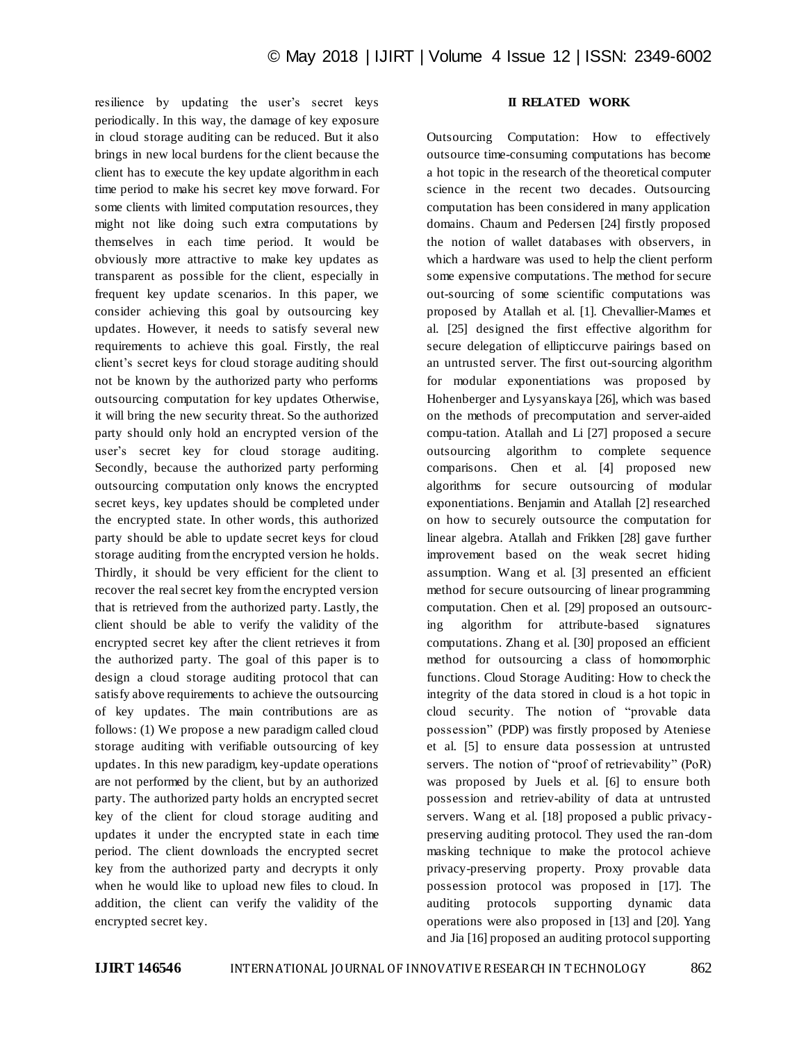resilience by updating the user's secret keys periodically. In this way, the damage of key exposure in cloud storage auditing can be reduced. But it also brings in new local burdens for the client because the client has to execute the key update algorithm in each time period to make his secret key move forward. For some clients with limited computation resources, they might not like doing such extra computations by themselves in each time period. It would be obviously more attractive to make key updates as transparent as possible for the client, especially in frequent key update scenarios. In this paper, we consider achieving this goal by outsourcing key updates. However, it needs to satisfy several new requirements to achieve this goal. Firstly, the real client's secret keys for cloud storage auditing should not be known by the authorized party who performs outsourcing computation for key updates Otherwise, it will bring the new security threat. So the authorized party should only hold an encrypted version of the user's secret key for cloud storage auditing. Secondly, because the authorized party performing outsourcing computation only knows the encrypted secret keys, key updates should be completed under the encrypted state. In other words, this authorized party should be able to update secret keys for cloud storage auditing from the encrypted version he holds. Thirdly, it should be very efficient for the client to recover the real secret key from the encrypted version that is retrieved from the authorized party. Lastly, the client should be able to verify the validity of the encrypted secret key after the client retrieves it from the authorized party. The goal of this paper is to design a cloud storage auditing protocol that can satisfy above requirements to achieve the outsourcing of key updates. The main contributions are as follows: (1) We propose a new paradigm called cloud storage auditing with verifiable outsourcing of key updates. In this new paradigm, key-update operations are not performed by the client, but by an authorized party. The authorized party holds an encrypted secret key of the client for cloud storage auditing and updates it under the encrypted state in each time period. The client downloads the encrypted secret key from the authorized party and decrypts it only when he would like to upload new files to cloud. In addition, the client can verify the validity of the encrypted secret key.

## II RELATED WORK

Outsourcing Computation: How to effectively outsource time-consuming computations has become a hot topic in the research of the theoretical computer science in the recent two decades. Outsourcing computation has been considered in many application domains. Chaum and Pedersen [24] firstly proposed the notion of wallet databases with observers, in which a hardware was used to help the client perform some expensive computations. The method for secure out-sourcing of some scientific computations was proposed by Atallah et al. [1]. Chevallier-Mames et al. [25] designed the first effective algorithm for secure delegation of ellipticcurve pairings based on an untrusted server. The first out-sourcing algorithm for modular exponentiations was proposed by Hohenberger and Lysyanskaya [26], which was based on the methods of precomputation and server-aided compu-tation. Atallah and Li [27] proposed a secure outsourcing algorithm to complete sequence comparisons. Chen et al. [4] proposed new algorithms for secure outsourcing of modular exponentiations. Benjamin and Atallah [2] researched on how to securely outsource the computation for linear algebra. Atallah and Frikken [28] gave further improvement based on the weak secret hiding assumption. Wang et al. [3] presented an efficient method for secure outsourcing of linear programming computation. Chen et al. [29] proposed an outsourc-ing algorithm for attribute-based signatures computations. Zhang et al. [30] proposed an efficient method for outsourcing a class of homomorphic functions. Cloud Storage Auditing: How to check the integrity of the data stored in cloud is a hot topic in cloud security. The notion of "provable data possession" (PDP) was firstly proposed by Ateniese et al. [5] to ensure data possession at untrusted servers. The notion of "proof of retrievability" (PoR) was proposed by Juels et al. [6] to ensure both possession and retriev-ability of data at untrusted servers. Wang et al. [18] proposed a public privacy-preserving auditing protocol. They used the ran-dom masking technique to make the protocol achieve privacy-preserving property. Proxy provable data possession protocol was proposed in [17]. The auditing protocols supporting dynamic data operations were also proposed in [13] and [20]. Yang and Jia [16] proposed an auditing protocol supporting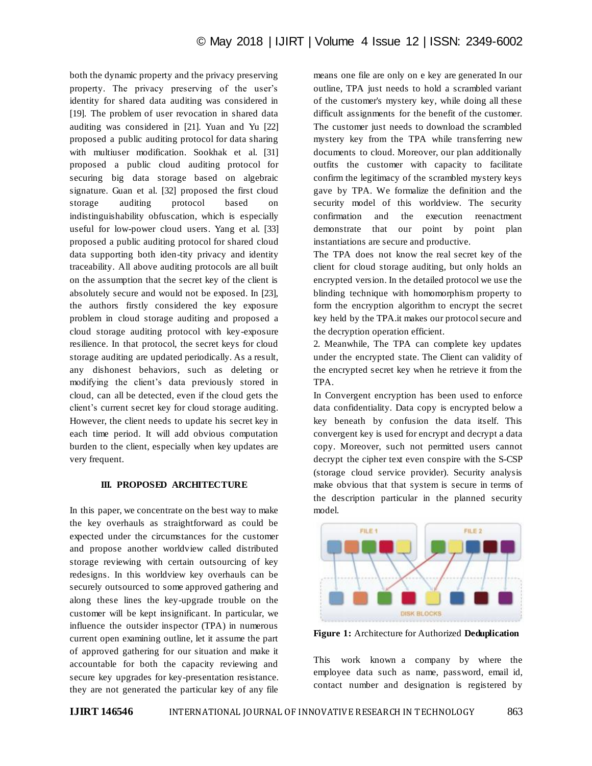both the dynamic property and the privacy preserving property. The privacy preserving of the user's identity for shared data auditing was considered in [19]. The problem of user revocation in shared data auditing was considered in [21]. Yuan and Yu [22] proposed a public auditing protocol for data sharing with multiuser modification. Sookhak et al. [31] proposed a public cloud auditing protocol for securing big data storage based on algebraic signature. Guan et al. [32] proposed the first cloud storage auditing protocol based on indistinguishability obfuscation, which is especially useful for low-power cloud users. Yang et al. [33] proposed a public auditing protocol for shared cloud data supporting both iden-tity privacy and identity traceability. All above auditing protocols are all built on the assumption that the secret key of the client is absolutely secure and would not be exposed. In [23], the authors firstly considered the key exposure problem in cloud storage auditing and proposed a cloud storage auditing protocol with key-exposure resilience. In that protocol, the secret keys for cloud storage auditing are updated periodically. As a result, any dishonest behaviors, such as deleting or modifying the client's data previously stored in cloud, can all be detected, even if the cloud gets the client's current secret key for cloud storage auditing. However, the client needs to update his secret key in each time period. It will add obvious computation burden to the client, especially when key updates are very frequent.

### III. PROPOSED ARCHITECTURE

In this paper, we concentrate on the best way to make the key overhauls as straightforward as could be expected under the circumstances for the customer and propose another worldview called distributed storage reviewing with certain outsourcing of key redesigns. In this worldview key overhauls can be securely outsourced to some approved gathering and along these lines the key-upgrade trouble on the customer will be kept insignificant. In particular, we influence the outsider inspector (TPA) in numerous current open examining outline, let it assume the part of approved gathering for our situation and make it accountable for both the capacity reviewing and secure key upgrades for key-presentation resistance. they are not generated the particular key of any file means one file are only on e key are generated In our outline, TPA just needs to hold a scrambled variant of the customer's mystery key, while doing all these difficult assignments for the benefit of the customer. The customer just needs to download the scrambled mystery key from the TPA while transferring new documents to cloud. Moreover, our plan additionally outfits the customer with capacity to facilitate confirm the legitimacy of the scrambled mystery keys gave by TPA. We formalize the definition and the security model of this worldview. The security confirmation and the execution reenactment demonstrate that our point by point plan instantiations are secure and productive.

The TPA does not know the real secret key of the client for cloud storage auditing, but only holds an encrypted version. In the detailed protocol we use the blinding technique with homomorphism property to form the encryption algorithm to encrypt the secret key held by the TPA.it makes our protocol secure and the decryption operation efficient.

2. Meanwhile, The TPA can complete key updates under the encrypted state. The Client can validity of the encrypted secret key when he retrieve it from the TPA.

In Convergent encryption has been used to enforce data confidentiality. Data copy is encrypted below a key beneath by confusion the data itself. This convergent key is used for encrypt and decrypt a data copy. Moreover, such not permitted users cannot decrypt the cipher text even conspire with the S-CSP (storage cloud service provider). Security analysis make obvious that that system is secure in terms of the description particular in the planned security model.

**Figure 1:** Architecture for Authorized **Deduplication**

This work known a company by where the employee data such as name, password, email id, contact number and designation is registered by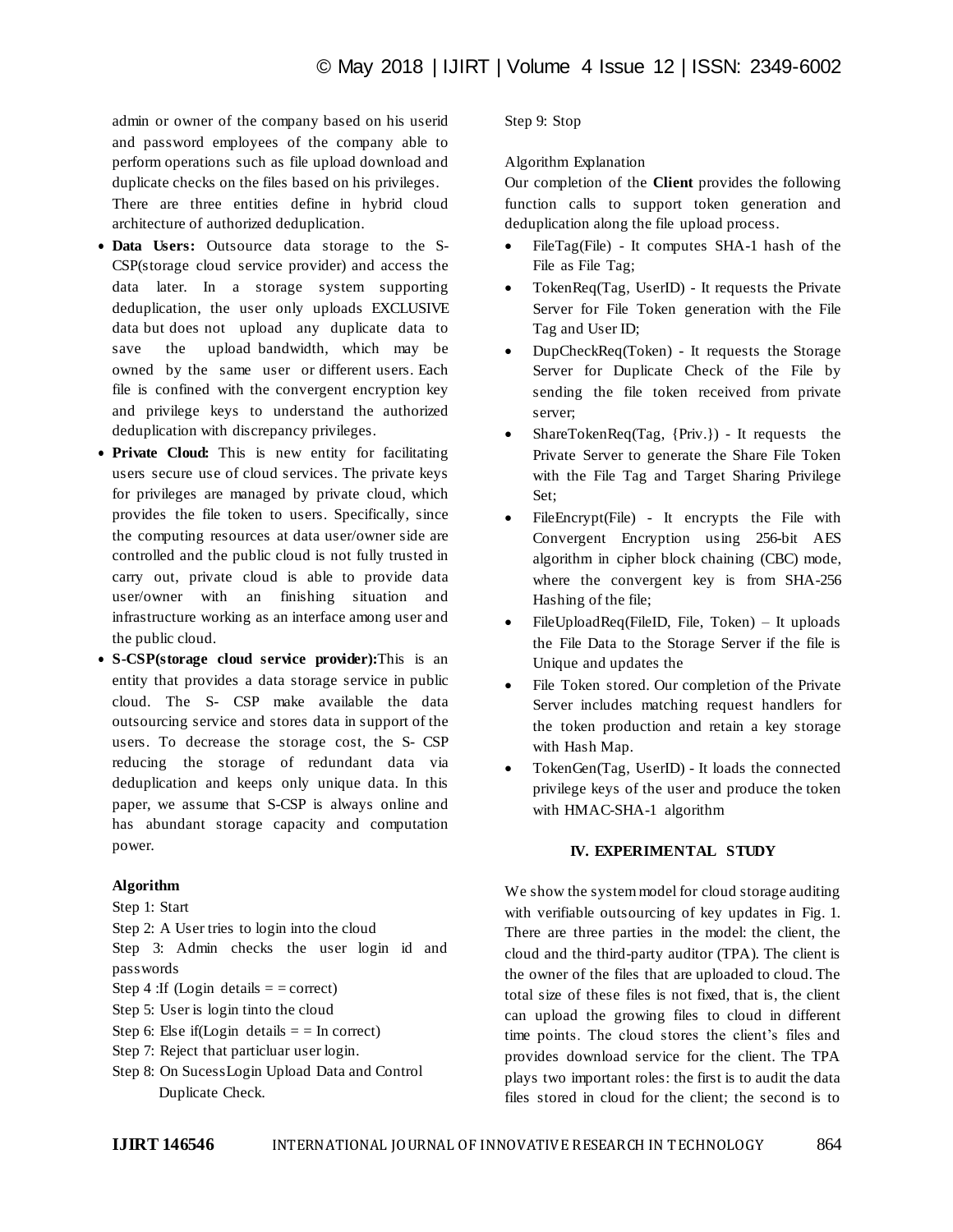admin or owner of the company based on his userid and password employees of the company able to perform operations such as file upload download and duplicate checks on the files based on his privileges.

There are three entities define in hybrid cloud architecture of authorized deduplication.

- **Data Users:** Outsource data storage to the S-CSP(storage cloud service provider) and access the data later. In a storage system supporting deduplication, the user only uploads EXCLUSIVE data but does not upload any duplicate data to save the upload bandwidth, which may be owned by the same user or different users. Each file is confined with the convergent encryption key and privilege keys to understand the authorized deduplication with discrepancy privileges.
- **Private Cloud:** This is new entity for facilitating users secure use of cloud services. The private keys for privileges are managed by private cloud, which provides the file token to users. Specifically, since the computing resources at data user/owner side are controlled and the public cloud is not fully trusted in carry out, private cloud is able to provide data user/owner with an finishing situation and infrastructure working as an interface among user and the public cloud.
- **S-CSP(storage cloud service provider):**This is an entity that provides a data storage service in public cloud. The S- CSP make available the data outsourcing service and stores data in support of the users. To decrease the storage cost, the S- CSP reducing the storage of redundant data via deduplication and keeps only unique data. In this paper, we assume that S-CSP is always online and has abundant storage capacity and computation power.

**Algorithm**

Step 1: Start

Step 2: A User tries to login into the cloud

Step 3: Admin checks the user login id and passwords

Step 4 :If (Login details = = correct)

Step 5: User is login tinto the cloud

Step 6: Else if(Login details = = In correct)

Step 7: Reject that particluar user login.

Step 8: On SucessLogin Upload Data and Control Duplicate Check.

Step 9: Stop

Algorithm Explanation

Our completion of the **Client** provides the following function calls to support token generation and deduplication along the file upload process.

- FileTag(File) - It computes SHA-1 hash of the File as File Tag;
- TokenReq(Tag, UserID) - It requests the Private Server for File Token generation with the File Tag and User ID;
- DupCheckReq(Token) - It requests the Storage Server for Duplicate Check of the File by sending the file token received from private server;
- ShareTokenReq(Tag, {Priv.}) - It requests the Private Server to generate the Share File Token with the File Tag and Target Sharing Privilege Set;
- FileEncrypt(File) - It encrypts the File with Convergent Encryption using 256-bit AES algorithm in cipher block chaining (CBC) mode, where the convergent key is from SHA-256 Hashing of the file;
- FileUploadReq(FileID, File, Token) – It uploads the File Data to the Storage Server if the file is Unique and updates the
- File Token stored. Our completion of the Private Server includes matching request handlers for the token production and retain a key storage with Hash Map.
- TokenGen(Tag, UserID) - It loads the connected privilege keys of the user and produce the token with HMAC-SHA-1 algorithm

## IV. EXPERIMENTAL STUDY

We show the system model for cloud storage auditing with verifiable outsourcing of key updates in Fig. 1. There are three parties in the model: the client, the cloud and the third-party auditor (TPA). The client is the owner of the files that are uploaded to cloud. The total size of these files is not fixed, that is, the client can upload the growing files to cloud in different time points. The cloud stores the client's files and provides download service for the client. The TPA plays two important roles: the first is to audit the data files stored in cloud for the client; the second is to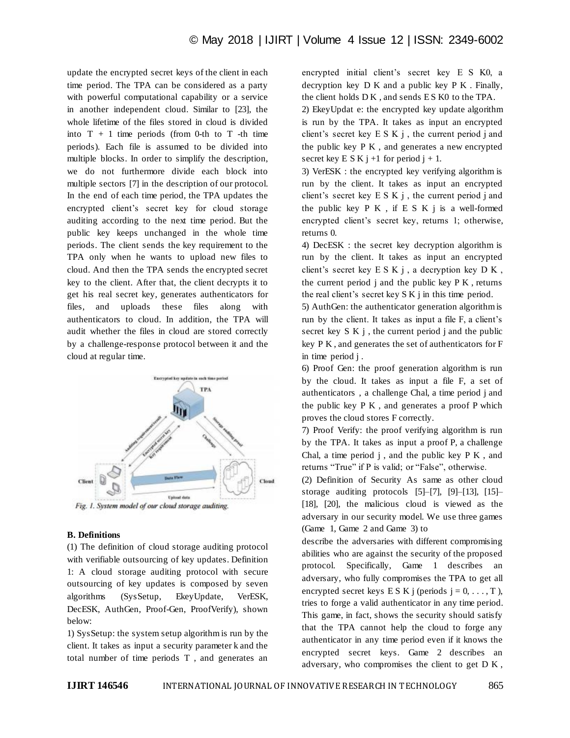update the encrypted secret keys of the client in each time period. The TPA can be considered as a party with powerful computational capability or a service in another independent cloud. Similar to [23], the whole lifetime of the files stored in cloud is divided into $T + 1$ time periods (from 0-th to $T$ -th time periods). Each file is assumed to be divided into multiple blocks. In order to simplify the description, we do not furthermore divide each block into multiple sectors [7] in the description of our protocol. In the end of each time period, the TPA updates the encrypted client's secret key for cloud storage auditing according to the next time period. But the public key keeps unchanged in the whole time periods. The client sends the key requirement to the TPA only when he wants to upload new files to cloud. And then the TPA sends the encrypted secret key to the client. After that, the client decrypts it to get his real secret key, generates authenticators for files, and uploads these files along with authenticators to cloud. In addition, the TPA will audit whether the files in cloud are stored correctly by a challenge-response protocol between it and the cloud at regular time.

*Fig. 1. System model of our cloud storage auditing.*

**B. Definitions**

(1) The definition of cloud storage auditing protocol with verifiable outsourcing of key updates. Definition 1: A cloud storage auditing protocol with secure outsourcing of key updates is composed by seven algorithms (SysSetup, EkeyUpdate, VerESK, DecESK, AuthGen, Proof-Gen, ProofVerify), shown below:

1) SysSetup: the system setup algorithm is run by the client. It takes as input a security parameter k and the total number of time periods $T$ , and generates an encrypted initial client's secret key $ESK_0$, a decryption key $DK$ and a public key $PK$ . Finally, the client holds $DK$, and sends $ESK_0$ to the TPA.

2) EkeyUpdat e: the encrypted key update algorithm is run by the TPA. It takes as input an encrypted client's secret key $ESK_j$ , the current period j and the public key $PK$ , and generates a new encrypted secret key $ESK_{j+1}$ for period $j + 1$.

3) VerESK : the encrypted key verifying algorithm is run by the client. It takes as input an encrypted client's secret key $ESK_j$ , the current period j and the public key $PK$ , if $ESK_j$ is a well-formed encrypted client's secret key, returns 1; otherwise, returns 0.

4) DecESK : the secret key decryption algorithm is run by the client. It takes as input an encrypted client's secret key $ESK_j$ , a decryption key $DK$ , the current period j and the public key $PK$ , returns the real client's secret key $SK_j$ in this time period.

5) AuthGen: the authenticator generation algorithm is run by the client. It takes as input a file F, a client's secret key $SK_j$ , the current period j and the public key $PK$ , and generates the set of authenticators for F in time period j .

6) Proof Gen: the proof generation algorithm is run by the cloud. It takes as input a file F, a set of authenticators , a challenge Chal, a time period j and the public key $PK$ , and generates a proof P which proves the cloud stores F correctly.

7) Proof Verify: the proof verifying algorithm is run by the TPA. It takes as input a proof P, a challenge Chal, a time period j , and the public key $PK$ , and returns "True" if P is valid; or "False", otherwise.

(2) Definition of Security As same as other cloud storage auditing protocols [5]–[7], [9]–[13], [15]–[18], [20], the malicious cloud is viewed as the adversary in our security model. We use three games (Game 1, Game 2 and Game 3) to describe the adversaries with different compromising abilities who are against the security of the proposed protocol. Specifically, Game 1 describes an adversary, who fully compromises the TPA to get all encrypted secret keys $ESK_j$ (periods $j = 0, \ldots, T$ ), tries to forge a valid authenticator in any time period. This game, in fact, shows the security should satisfy that the TPA cannot help the cloud to forge any authenticator in any time period even if it knows the encrypted secret keys. Game 2 describes an adversary, who compromises the client to get $DK$ ,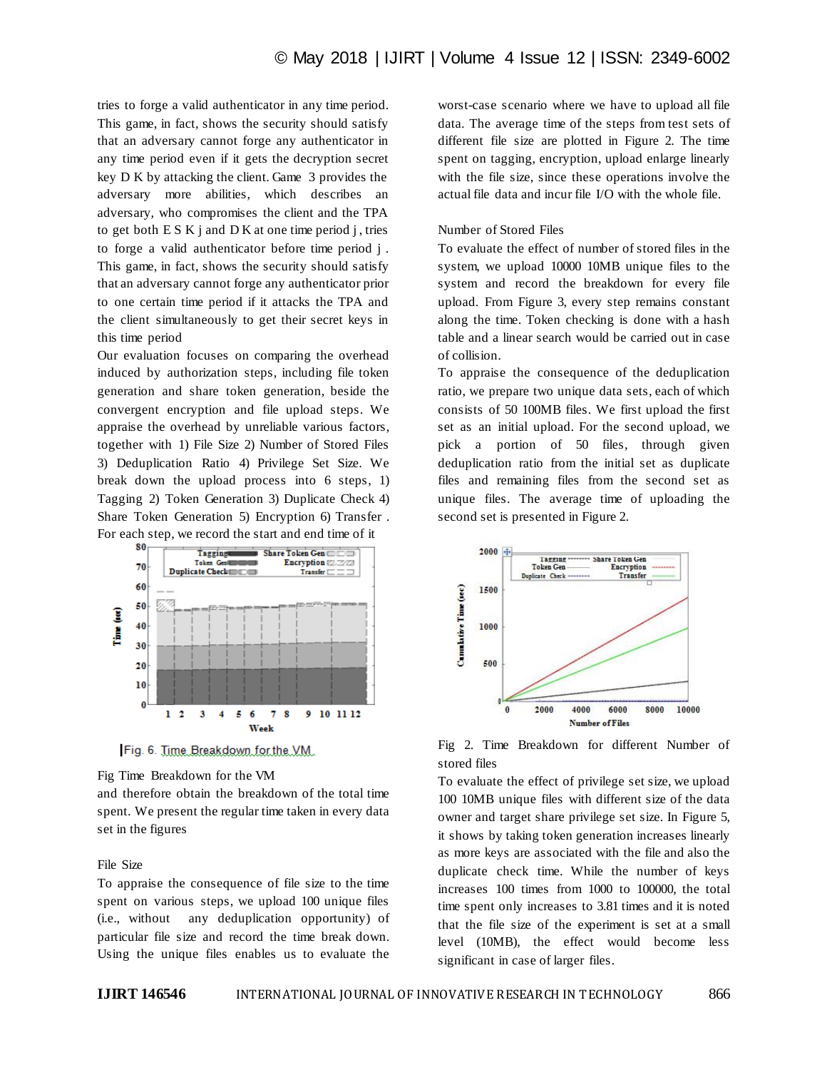tries to forge a valid authenticator in any time period. This game, in fact, shows the security should satisfy that an adversary cannot forge any authenticator in any time period even if it gets the decryption secret key D K by attacking the client. Game 3 provides the adversary more abilities, which describes an adversary, who compromises the client and the TPA to get both E S K j and D K at one time period j , tries to forge a valid authenticator before time period j . This game, in fact, shows the security should satisfy that an adversary cannot forge any authenticator prior to one certain time period if it attacks the TPA and the client simultaneously to get their secret keys in this time period

Our evaluation focuses on comparing the overhead induced by authorization steps, including file token generation and share token generation, beside the convergent encryption and file upload steps. We appraise the overhead by unreliable various factors, together with 1) File Size 2) Number of Stored Files 3) Deduplication Ratio 4) Privilege Set Size. We break down the upload process into 6 steps, 1) Tagging 2) Token Generation 3) Duplicate Check 4) Share Token Generation 5) Encryption 6) Transfer . For each step, we record the start and end time of it

Fig. 6. Time Breakdown for the VM

Fig Time Breakdown for the VM

and therefore obtain the breakdown of the total time spent. We present the regular time taken in every data set in the figures

### File Size

To appraise the consequence of file size to the time spent on various steps, we upload 100 unique files (i.e., without any deduplication opportunity) of particular file size and record the time break down. Using the unique files enables us to evaluate the worst-case scenario where we have to upload all file data. The average time of the steps from test sets of different file size are plotted in Figure 2. The time spent on tagging, encryption, upload enlarge linearly with the file size, since these operations involve the actual file data and incur file I/O with the whole file.

### Number of Stored Files

To evaluate the effect of number of stored files in the system, we upload 10000 10MB unique files to the system and record the breakdown for every file upload. From Figure 3, every step remains constant along the time. Token checking is done with a hash table and a linear search would be carried out in case of collision.

To appraise the consequence of the deduplication ratio, we prepare two unique data sets, each of which consists of 50 100MB files. We first upload the first set as an initial upload. For the second upload, we pick a portion of 50 files, through given deduplication ratio from the initial set as duplicate files and remaining files from the second set as unique files. The average time of uploading the second set is presented in Figure 2.

Fig 2. Time Breakdown for different Number of stored files

To evaluate the effect of privilege set size, we upload 100 10MB unique files with different size of the data owner and target share privilege set size. In Figure 5, it shows by taking token generation increases linearly as more keys are associated with the file and also the duplicate check time. While the number of keys increases 100 times from 1000 to 100000, the total time spent only increases to 3.81 times and it is noted that the file size of the experiment is set at a small level (10MB), the effect would become less significant in case of larger files.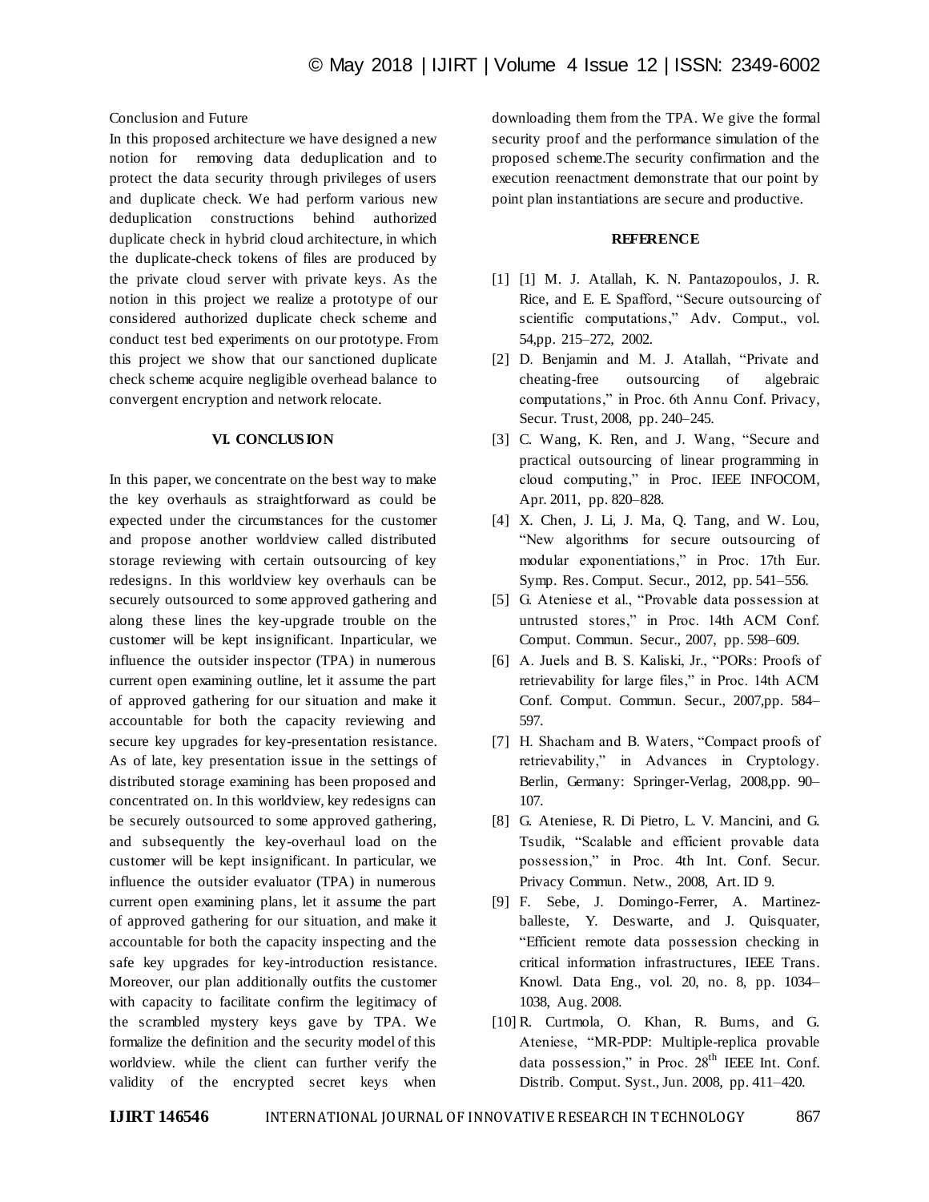Conclusion and Future

In this proposed architecture we have designed a new notion for removing data deduplication and to protect the data security through privileges of users and duplicate check. We had perform various new deduplication constructions behind authorized duplicate check in hybrid cloud architecture, in which the duplicate-check tokens of files are produced by the private cloud server with private keys. As the notion in this project we realize a prototype of our considered authorized duplicate check scheme and conduct test bed experiments on our prototype. From this project we show that our sanctioned duplicate check scheme acquire negligible overhead balance to convergent encryption and network relocate.

## VI. CONCLUSION

In this paper, we concentrate on the best way to make the key overhauls as straightforward as could be expected under the circumstances for the customer and propose another worldview called distributed storage reviewing with certain outsourcing of key redesigns. In this worldview key overhauls can be securely outsourced to some approved gathering and along these lines the key-upgrade trouble on the customer will be kept insignificant. Inparticular, we influence the outsider inspector (TPA) in numerous current open examining outline, let it assume the part of approved gathering for our situation and make it accountable for both the capacity reviewing and secure key upgrades for key-presentation resistance. As of late, key presentation issue in the settings of distributed storage examining has been proposed and concentrated on. In this worldview, key redesigns can be securely outsourced to some approved gathering, and subsequently the key-overhaul load on the customer will be kept insignificant. In particular, we influence the outsider evaluator (TPA) in numerous current open examining plans, let it assume the part of approved gathering for our situation, and make it accountable for both the capacity inspecting and the safe key upgrades for key-introduction resistance. Moreover, our plan additionally outfits the customer with capacity to facilitate confirm the legitimacy of the scrambled mystery keys gave by TPA. We formalize the definition and the security model of this worldview. while the client can further verify the validity of the encrypted secret keys when downloading them from the TPA. We give the formal security proof and the performance simulation of the proposed scheme.The security confirmation and the execution reenactment demonstrate that our point by point plan instantiations are secure and productive.

## REFERENCE

[1] [1] M. J. Atallah, K. N. Pantazopoulos, J. R. Rice, and E. E. Spafford, "Secure outsourcing of scientific computations," Adv. Comput., vol. 54,pp. 215–272, 2002.

[2] D. Benjamin and M. J. Atallah, "Private and cheating-free outsourcing of algebraic computations," in Proc. 6th Annu Conf. Privacy, Secur. Trust, 2008, pp. 240–245.

[3] C. Wang, K. Ren, and J. Wang, "Secure and practical outsourcing of linear programming in cloud computing," in Proc. IEEE INFOCOM, Apr. 2011, pp. 820–828.

[4] X. Chen, J. Li, J. Ma, Q. Tang, and W. Lou, "New algorithms for secure outsourcing of modular exponentiations," in Proc. 17th Eur. Symp. Res. Comput. Secur., 2012, pp. 541–556.

[5] G. Ateniese et al., "Provable data possession at untrusted stores," in Proc. 14th ACM Conf. Comput. Commun. Secur., 2007, pp. 598–609.

[6] A. Juels and B. S. Kaliski, Jr., "PORs: Proofs of retrievability for large files," in Proc. 14th ACM Conf. Comput. Commun. Secur., 2007,pp. 584–597.

[7] H. Shacham and B. Waters, "Compact proofs of retrievability," in Advances in Cryptology. Berlin, Germany: Springer-Verlag, 2008,pp. 90–107.

[8] G. Ateniese, R. Di Pietro, L. V. Mancini, and G. Tsudik, "Scalable and efficient provable data possession," in Proc. 4th Int. Conf. Secur. Privacy Commun. Netw., 2008, Art. ID 9.

[9] F. Sebe, J. Domingo-Ferrer, A. Martinez-balleste, Y. Deswarte, and J. Quisquater, "Efficient remote data possession checking in critical information infrastructures, IEEE Trans. Knowl. Data Eng., vol. 20, no. 8, pp. 1034–1038, Aug. 2008.

[10] R. Curtmola, O. Khan, R. Burns, and G. Ateniese, "MR-PDP: Multiple-replica provable data possession," in Proc. 28th IEEE Int. Conf. Distrib. Comput. Syst., Jun. 2008, pp. 411–420.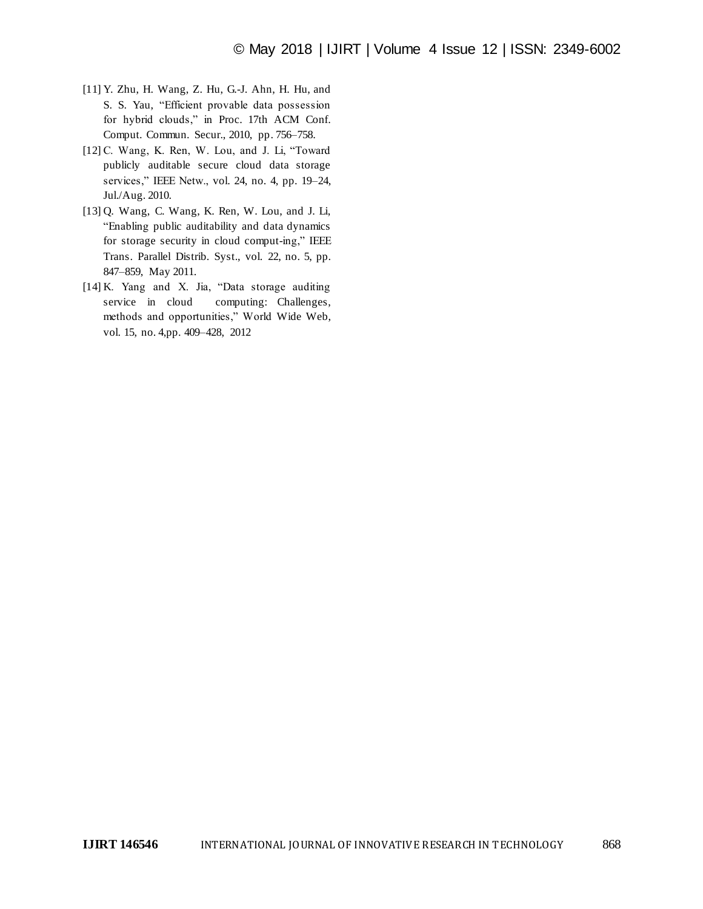[11] Y. Zhu, H. Wang, Z. Hu, G.-J. Ahn, H. Hu, and S. S. Yau, "Efficient provable data possession for hybrid clouds," in Proc. 17th ACM Conf. Comput. Commun. Secur., 2010, pp. 756–758.

[12] C. Wang, K. Ren, W. Lou, and J. Li, "Toward publicly auditable secure cloud data storage services," IEEE Netw., vol. 24, no. 4, pp. 19–24, Jul./Aug. 2010.

[13] Q. Wang, C. Wang, K. Ren, W. Lou, and J. Li, "Enabling public auditability and data dynamics for storage security in cloud comput-ing," IEEE Trans. Parallel Distrib. Syst., vol. 22, no. 5, pp. 847–859, May 2011.

[14] K. Yang and X. Jia, "Data storage auditing service in cloud computing: Challenges, methods and opportunities," World Wide Web, vol. 15, no. 4,pp. 409–428, 2012